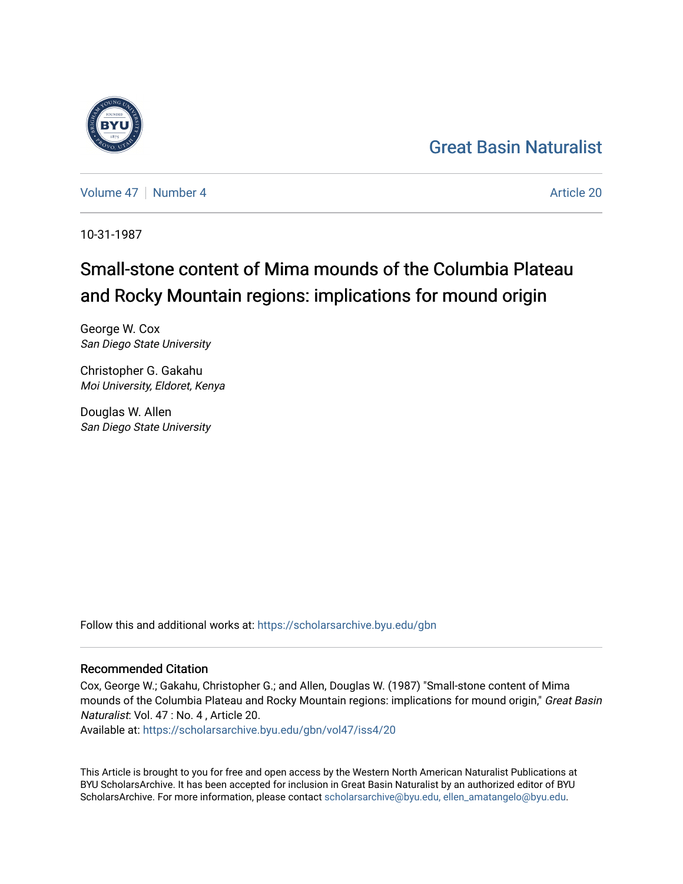Great Basin Naturalist

Volume 47 | Number 4 | Article 20

10-31-1987

# Small-stone content of Mima mounds of the Columbia Plateau and Rocky Mountain regions: implications for mound origin

George W. Cox
*San Diego State University*

Christopher G. Gakahu
*Moi University, Eldoret, Kenya*

Douglas W. Allen
*San Diego State University*

Follow this and additional works at: https://scholarsarchive.byu.edu/gbn

## Recommended Citation

Cox, George W.; Gakahu, Christopher G.; and Allen, Douglas W. (1987) "Small-stone content of Mima mounds of the Columbia Plateau and Rocky Mountain regions: implications for mound origin," *Great Basin Naturalist*: Vol. 47 : No. 4 , Article 20.
Available at: https://scholarsarchive.byu.edu/gbn/vol47/iss4/20

This Article is brought to you for free and open access by the Western North American Naturalist Publications at BYU ScholarsArchive. It has been accepted for inclusion in Great Basin Naturalist by an authorized editor of BYU ScholarsArchive. For more information, please contact scholarsarchive@byu.edu, ellen_amatangelo@byu.edu.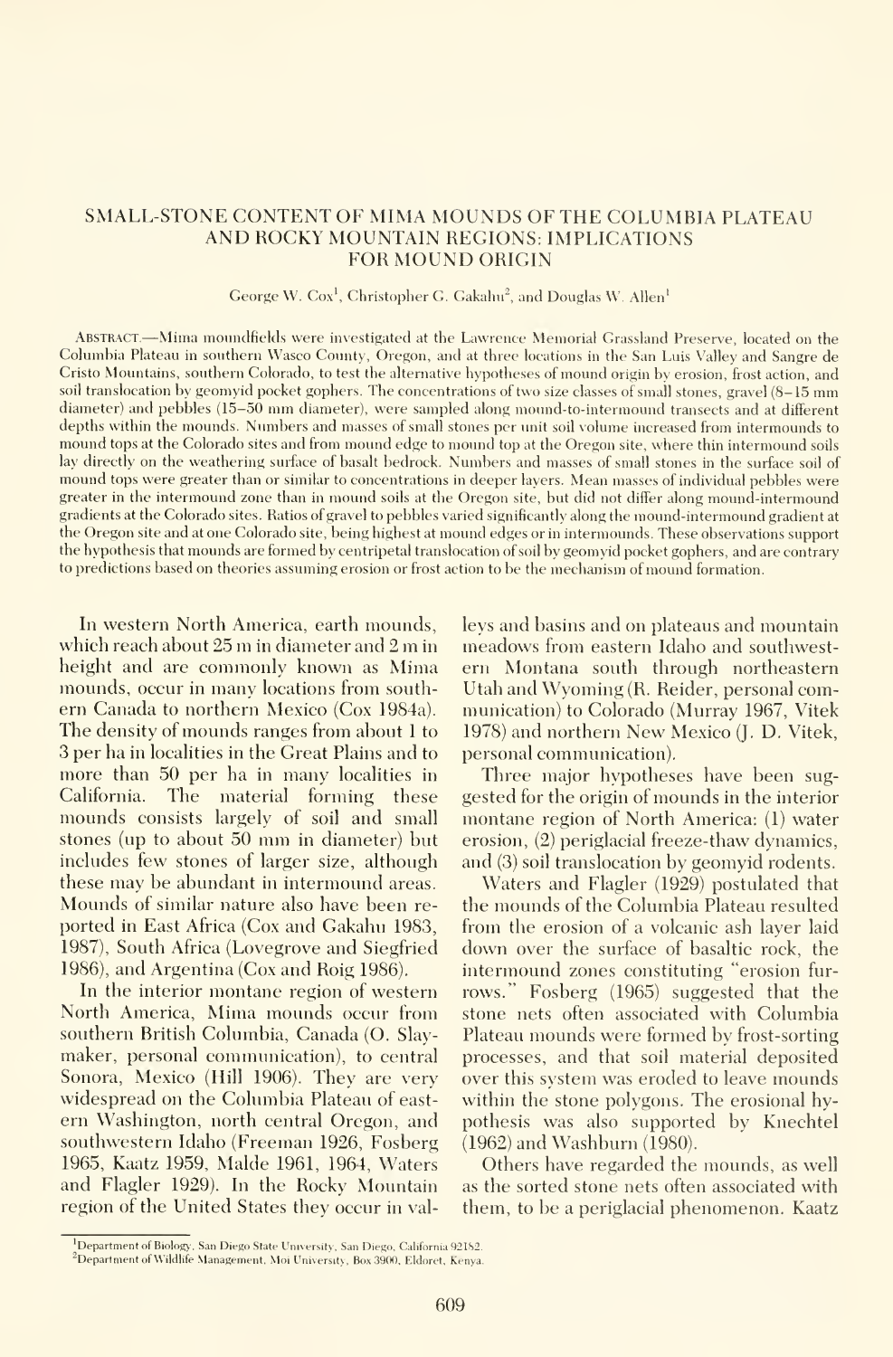# SMALL-STONE CONTENT OF MIMA MOUNDS OF THE COLUMBIA PLATEAU AND ROCKY MOUNTAIN REGIONS: IMPLICATIONS FOR MOUND ORIGIN

George W. Cox[1], Christopher G. Gakahu[2], and Douglas W. Allen[1]

ABSTRACT.—Mima moundfields were investigated at the Lawrence Memorial Grassland Preserve, located on the Columbia Plateau in southern Wasco County, Oregon, and at three locations in the San Luis Valley and Sangre de Cristo Mountains, southern Colorado, to test the alternative hypotheses of mound origin by erosion, frost action, and soil translocation by geomyid pocket gophers. The concentrations of two size classes of small stones, gravel (8–15 mm diameter) and pebbles (15–50 mm diameter), were sampled along mound-to-intermound transects and at different depths within the mounds. Numbers and masses of small stones per unit soil volume increased from intermounds to mound tops at the Colorado sites and from mound edge to mound top at the Oregon site, where thin intermound soils lay directly on the weathering surface of basalt bedrock. Numbers and masses of small stones in the surface soil of mound tops were greater than or similar to concentrations in deeper layers. Mean masses of individual pebbles were greater in the intermound zone than in mound soils at the Oregon site, but did not differ along mound-intermound gradients at the Colorado sites. Ratios of gravel to pebbles varied significantly along the mound-intermound gradient at the Oregon site and at one Colorado site, being highest at mound edges or in intermounds. These observations support the hypothesis that mounds are formed by centripetal translocation of soil by geomyid pocket gophers, and are contrary to predictions based on theories assuming erosion or frost action to be the mechanism of mound formation.

In western North America, earth mounds, which reach about 25 m in diameter and 2 m in height and are commonly known as Mima mounds, occur in many locations from southern Canada to northern Mexico (Cox 1984a). The density of mounds ranges from about 1 to 3 per ha in localities in the Great Plains and to more than 50 per ha in many localities in California. The material forming these mounds consists largely of soil and small stones (up to about 50 mm in diameter) but includes few stones of larger size, although these may be abundant in intermound areas. Mounds of similar nature also have been reported in East Africa (Cox and Gakahu 1983, 1987), South Africa (Lovegrove and Siegfried 1986), and Argentina (Cox and Roig 1986).

In the interior montane region of western North America, Mima mounds occur from southern British Columbia, Canada (O. Slaymaker, personal communication), to central Sonora, Mexico (Hill 1906). They are very widespread on the Columbia Plateau of eastern Washington, north central Oregon, and southwestern Idaho (Freeman 1926, Fosberg 1965, Kaatz 1959, Malde 1961, 1964, Waters and Flagler 1929). In the Rocky Mountain region of the United States they occur in valleys and basins and on plateaus and mountain meadows from eastern Idaho and southwestern Montana south through northeastern Utah and Wyoming (R. Reider, personal communication) to Colorado (Murray 1967, Vitek 1978) and northern New Mexico (J. D. Vitek, personal communication).

Three major hypotheses have been suggested for the origin of mounds in the interior montane region of North America: (1) water erosion, (2) periglacial freeze-thaw dynamics, and (3) soil translocation by geomyid rodents.

Waters and Flagler (1929) postulated that the mounds of the Columbia Plateau resulted from the erosion of a volcanic ash layer laid down over the surface of basaltic rock, the intermound zones constituting "erosion furrows." Fosberg (1965) suggested that the stone nets often associated with Columbia Plateau mounds were formed by frost-sorting processes, and that soil material deposited over this system was eroded to leave mounds within the stone polygons. The erosional hypothesis was also supported by Knechtel (1962) and Washburn (1980).

Others have regarded the mounds, as well as the sorted stone nets often associated with them, to be a periglacial phenomenon. Kaatz

[1]Department of Biology, San Diego State University, San Diego, California 92182.

[2]Department of Wildlife Management, Moi University, Box 3900, Eldoret, Kenya.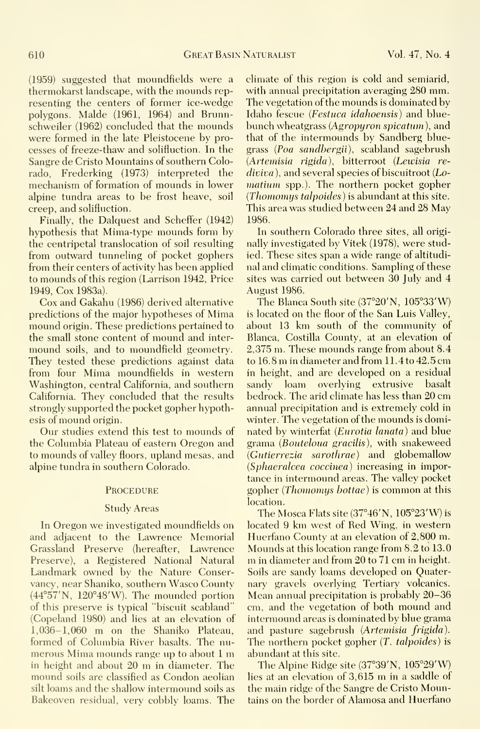(1959) suggested that moundfields were a thermokarst landscape, with the mounds representing the centers of former ice-wedge polygons. Malde (1961, 1964) and Brunnschweiler (1962) concluded that the mounds were formed in the late Pleistocene by processes of freeze-thaw and solifluction. In the Sangre de Cristo Mountains of southern Colorado, Frederking (1973) interpreted the mechanism of formation of mounds in lower alpine tundra areas to be frost heave, soil creep, and solifluction.

Finally, the Dalquest and Scheffer (1942) hypothesis that Mima-type mounds form by the centripetal translocation of soil resulting from outward tunneling of pocket gophers from their centers of activity has been applied to mounds of this region (Larrison 1942, Price 1949, Cox 1983a).

Cox and Gakahu (1986) derived alternative predictions of the major hypotheses of Mima mound origin. These predictions pertained to the small stone content of mound and intermound soils, and to moundfield geometry. They tested these predictions against data from four Mima moundfields in western Washington, central California, and southern California. They concluded that the results strongly supported the pocket gopher hypothesis of mound origin.

Our studies extend this test to mounds of the Columbia Plateau of eastern Oregon and to mounds of valley floors, upland mesas, and alpine tundra in southern Colorado.

## Procedure

### Study Areas

In Oregon we investigated moundfields on and adjacent to the Lawrence Memorial Grassland Preserve (hereafter, Lawrence Preserve), a Registered National Natural Landmark owned by the Nature Conservancy, near Shaniko, southern Wasco County (44°57′N, 120°48′W). The mounded portion of this preserve is typical "biscuit scabland" (Copeland 1980) and lies at an elevation of 1,036–1,060 m on the Shaniko Plateau, formed of Columbia River basalts. The numerous Mima mounds range up to about 1 m in height and about 20 m in diameter. The mound soils are classified as Condon aeolian silt loams and the shallow intermound soils as Bakeoven residual, very cobbly loams. The climate of this region is cold and semiarid, with annual precipitation averaging 280 mm. The vegetation of the mounds is dominated by Idaho fescue (*Festuca idahoensis*) and bluebunch wheatgrass (*Agropyron spicatum*), and that of the intermounds by Sandberg bluegrass (*Poa sandbergii*), scabland sagebrush (*Artemisia rigida*), bitterroot (*Lewisia rediviva*), and several species of biscuitroot (*Lomatium* spp.). The northern pocket gopher (*Thomomys talpoides*) is abundant at this site. This area was studied between 24 and 28 May 1986.

In southern Colorado three sites, all originally investigated by Vitek (1978), were studied. These sites span a wide range of altitudinal and climatic conditions. Sampling of these sites was carried out between 30 July and 4 August 1986.

The Blanca South site (37°20′N, 105°33′W) is located on the floor of the San Luis Valley, about 13 km south of the community of Blanca, Costilla County, at an elevation of 2,375 m. These mounds range from about 8.4 to 16.8 m in diameter and from 11.4 to 42.5 cm in height, and are developed on a residual sandy loam overlying extrusive basalt bedrock. The arid climate has less than 20 cm annual precipitation and is extremely cold in winter. The vegetation of the mounds is dominated by winterfat (*Eurotia lanata*) and blue grama (*Bouteloua gracilis*), with snakeweed (*Gutierrezia sarothrae*) and globemallow (*Sphaeralcea coccinea*) increasing in importance in intermound areas. The valley pocket gopher (*Thomomys bottae*) is common at this location.

The Mosca Flats site (37°46′N, 105°23′W) is located 9 km west of Red Wing, in western Huerfano County at an elevation of 2,800 m. Mounds at this location range from 8.2 to 13.0 m in diameter and from 20 to 71 cm in height. Soils are sandy loams developed on Quaternary gravels overlying Tertiary volcanics. Mean annual precipitation is probably 20–36 cm, and the vegetation of both mound and intermound areas is dominated by blue grama and pasture sagebrush (*Artemisia frigida*). The northern pocket gopher (*T. talpoides*) is abundant at this site.

The Alpine Ridge site (37°39′N, 105°29′W) lies at an elevation of 3,615 m in a saddle of the main ridge of the Sangre de Cristo Mountains on the border of Alamosa and Huerfano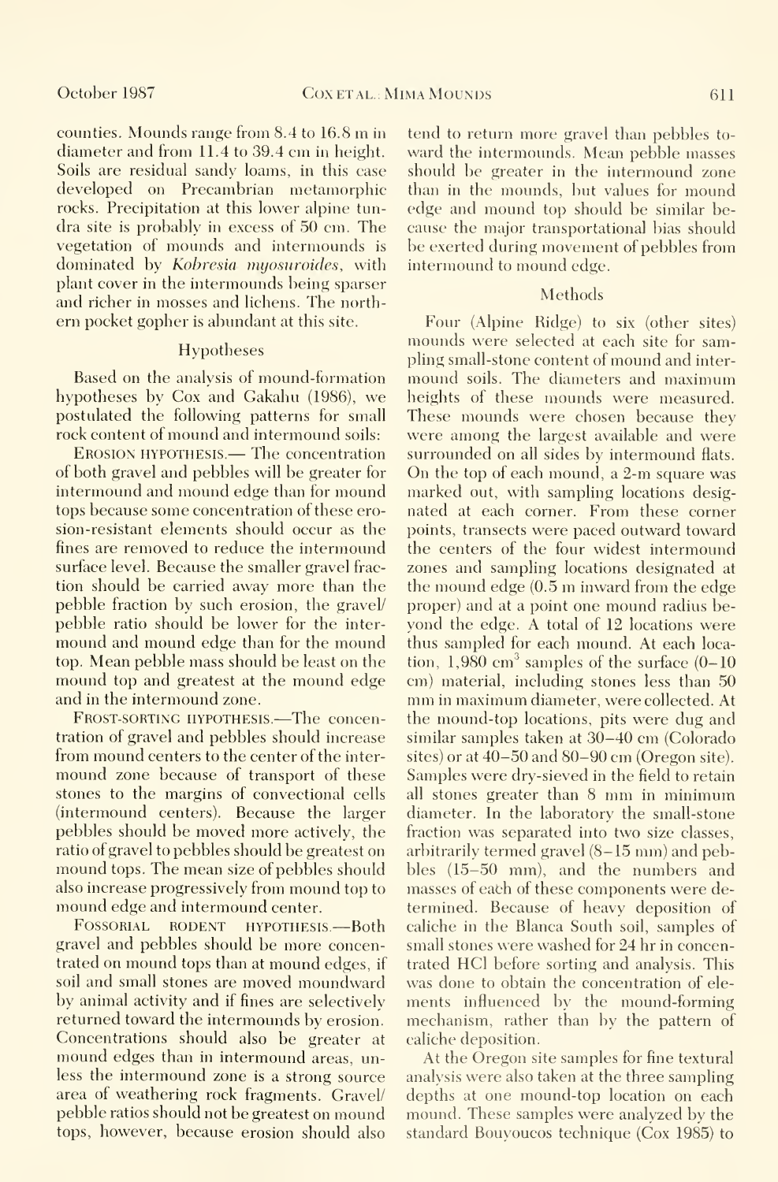counties. Mounds range from 8.4 to 16.8 m in diameter and from 11.4 to 39.4 cm in height. Soils are residual sandy loams, in this case developed on Precambrian metamorphic rocks. Precipitation at this lower alpine tundra site is probably in excess of 50 cm. The vegetation of mounds and intermounds is dominated by *Kobresia myosuroides*, with plant cover in the intermounds being sparser and richer in mosses and lichens. The northern pocket gopher is abundant at this site.

## Hypotheses

Based on the analysis of mound-formation hypotheses by Cox and Gakahu (1986), we postulated the following patterns for small rock content of mound and intermound soils:

Erosion hypothesis.— The concentration of both gravel and pebbles will be greater for intermound and mound edge than for mound tops because some concentration of these erosion-resistant elements should occur as the fines are removed to reduce the intermound surface level. Because the smaller gravel fraction should be carried away more than the pebble fraction by such erosion, the gravel/pebble ratio should be lower for the intermound and mound edge than for the mound top. Mean pebble mass should be least on the mound top and greatest at the mound edge and in the intermound zone.

Frost-sorting hypothesis.—The concentration of gravel and pebbles should increase from mound centers to the center of the intermound zone because of transport of these stones to the margins of convectional cells (intermound centers). Because the larger pebbles should be moved more actively, the ratio of gravel to pebbles should be greatest on mound tops. The mean size of pebbles should also increase progressively from mound top to mound edge and intermound center.

Fossorial rodent hypothesis.—Both gravel and pebbles should be more concentrated on mound tops than at mound edges, if soil and small stones are moved moundward by animal activity and if fines are selectively returned toward the intermounds by erosion. Concentrations should also be greater at mound edges than in intermound areas, unless the intermound zone is a strong source area of weathering rock fragments. Gravel/pebble ratios should not be greatest on mound tops, however, because erosion should also tend to return more gravel than pebbles toward the intermounds. Mean pebble masses should be greater in the intermound zone than in the mounds, but values for mound edge and mound top should be similar because the major transportational bias should be exerted during movement of pebbles from intermound to mound edge.

## Methods

Four (Alpine Ridge) to six (other sites) mounds were selected at each site for sampling small-stone content of mound and intermound soils. The diameters and maximum heights of these mounds were measured. These mounds were chosen because they were among the largest available and were surrounded on all sides by intermound flats. On the top of each mound, a 2-m square was marked out, with sampling locations designated at each corner. From these corner points, transects were paced outward toward the centers of the four widest intermound zones and sampling locations designated at the mound edge (0.5 m inward from the edge proper) and at a point one mound radius beyond the edge. A total of 12 locations were thus sampled for each mound. At each location, 1,980 $cm^3$ samples of the surface (0–10 cm) material, including stones less than 50 mm in maximum diameter, were collected. At the mound-top locations, pits were dug and similar samples taken at 30–40 cm (Colorado sites) or at 40–50 and 80–90 cm (Oregon site). Samples were dry-sieved in the field to retain all stones greater than 8 mm in minimum diameter. In the laboratory the small-stone fraction was separated into two size classes, arbitrarily termed gravel (8–15 mm) and pebbles (15–50 mm), and the numbers and masses of each of these components were determined. Because of heavy deposition of caliche in the Blanca South soil, samples of small stones were washed for 24 hr in concentrated HCl before sorting and analysis. This was done to obtain the concentration of elements influenced by the mound-forming mechanism, rather than by the pattern of caliche deposition.

At the Oregon site samples for fine textural analysis were also taken at the three sampling depths at one mound-top location on each mound. These samples were analyzed by the standard Bouyoucos technique (Cox 1985) to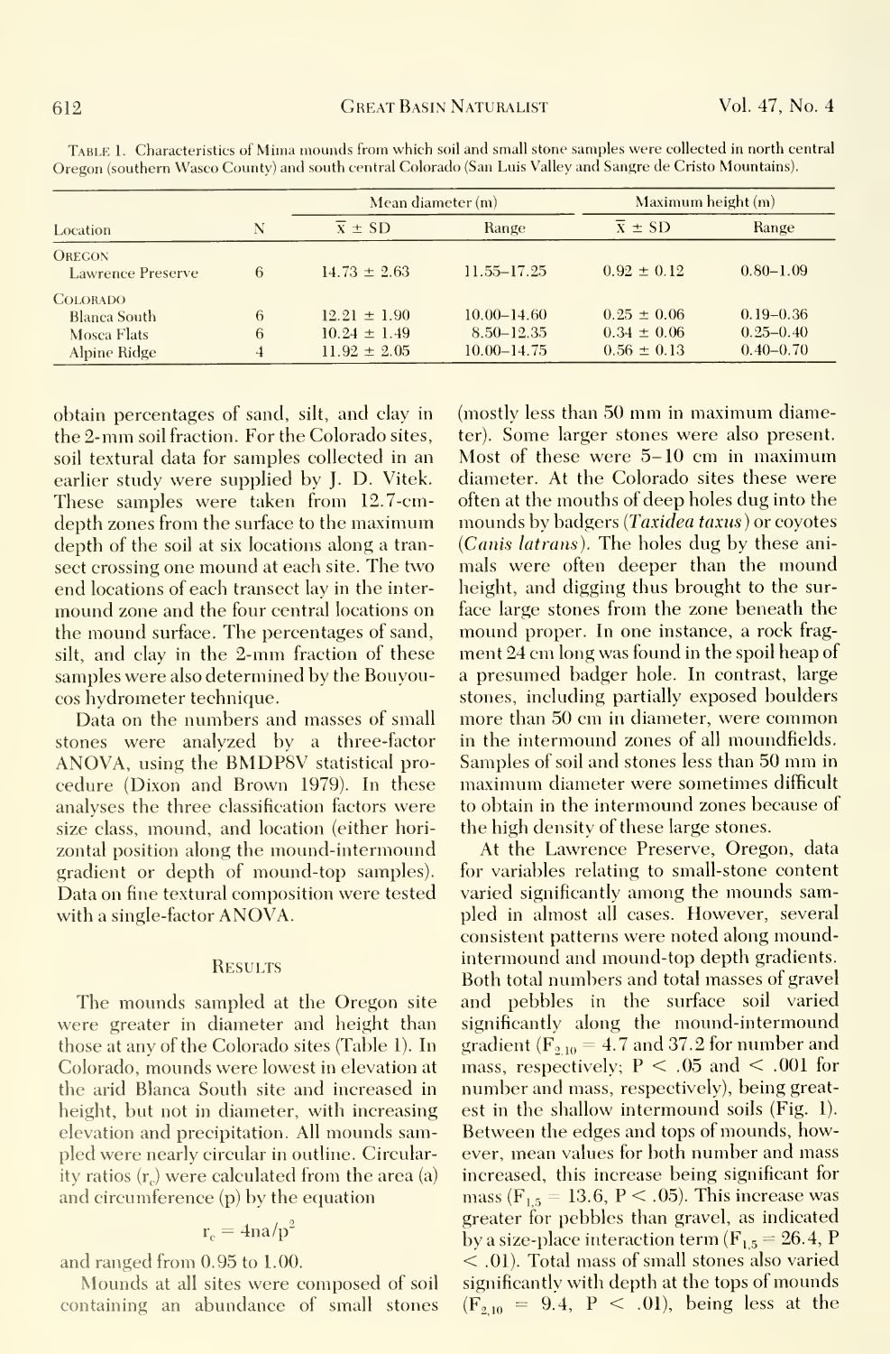Table 1. Characteristics of Mima mounds from which soil and small stone samples were collected in north central Oregon (southern Wasco County) and south central Colorado (San Luis Valley and Sangre de Cristo Mountains).

| Location | N | Mean diameter (m) | | Maximum height (m) | |
|---|---|---|---|---|---|
| | | $\bar{x} \pm$ SD | Range | $\bar{x} \pm$ SD | Range |
| Oregon | | | | | |
| Lawrence Preserve | 6 | 14.73 ± 2.63 | 11.55–17.25 | 0.92 ± 0.12 | 0.80–1.09 |
| Colorado | | | | | |
| Blanca South | 6 | 12.21 ± 1.90 | 10.00–14.60 | 0.25 ± 0.06 | 0.19–0.36 |
| Mosca Flats | 6 | 10.24 ± 1.49 | 8.50–12.35 | 0.34 ± 0.06 | 0.25–0.40 |
| Alpine Ridge | 4 | 11.92 ± 2.05 | 10.00–14.75 | 0.56 ± 0.13 | 0.40–0.70 |

obtain percentages of sand, silt, and clay in the 2-mm soil fraction. For the Colorado sites, soil textural data for samples collected in an earlier study were supplied by J. D. Vitek. These samples were taken from 12.7-cm-depth zones from the surface to the maximum depth of the soil at six locations along a transect crossing one mound at each site. The two end locations of each transect lay in the intermound zone and the four central locations on the mound surface. The percentages of sand, silt, and clay in the 2-mm fraction of these samples were also determined by the Bouyoucos hydrometer technique.

Data on the numbers and masses of small stones were analyzed by a three-factor ANOVA, using the BMDP8V statistical procedure (Dixon and Brown 1979). In these analyses the three classification factors were size class, mound, and location (either horizontal position along the mound-intermound gradient or depth of mound-top samples). Data on fine textural composition were tested with a single-factor ANOVA.

## Results

The mounds sampled at the Oregon site were greater in diameter and height than those at any of the Colorado sites (Table 1). In Colorado, mounds were lowest in elevation at the arid Blanca South site and increased in height, but not in diameter, with increasing elevation and precipitation. All mounds sampled were nearly circular in outline. Circularity ratios ($r_c$) were calculated from the area (a) and circumference (p) by the equation

$$r_c = 4\pi a/p^2$$

and ranged from 0.95 to 1.00.

Mounds at all sites were composed of soil containing an abundance of small stones (mostly less than 50 mm in maximum diameter). Some larger stones were also present. Most of these were 5–10 cm in maximum diameter. At the Colorado sites these were often at the mouths of deep holes dug into the mounds by badgers (*Taxidea taxus*) or coyotes (*Canis latrans*). The holes dug by these animals were often deeper than the mound height, and digging thus brought to the surface large stones from the zone beneath the mound proper. In one instance, a rock fragment 24 cm long was found in the spoil heap of a presumed badger hole. In contrast, large stones, including partially exposed boulders more than 50 cm in diameter, were common in the intermound zones of all moundfields. Samples of soil and stones less than 50 mm in maximum diameter were sometimes difficult to obtain in the intermound zones because of the high density of these large stones.

At the Lawrence Preserve, Oregon, data for variables relating to small-stone content varied significantly among the mounds sampled in almost all cases. However, several consistent patterns were noted along mound-intermound and mound-top depth gradients. Both total numbers and total masses of gravel and pebbles in the surface soil varied significantly along the mound-intermound gradient ($F_{2,10}$ = 4.7 and 37.2 for number and mass, respectively; $P < .05$ and $< .001$ for number and mass, respectively), being greatest in the shallow intermound soils (Fig. 1). Between the edges and tops of mounds, however, mean values for both number and mass increased, this increase being significant for mass ($F_{1,5}$ = 13.6, $P < .05$). This increase was greater for pebbles than gravel, as indicated by a size-place interaction term ($F_{1,5}$ = 26.4, $P < .01$). Total mass of small stones also varied significantly with depth at the tops of mounds ($F_{2,10}$ = 9.4, $P < .01$), being less at the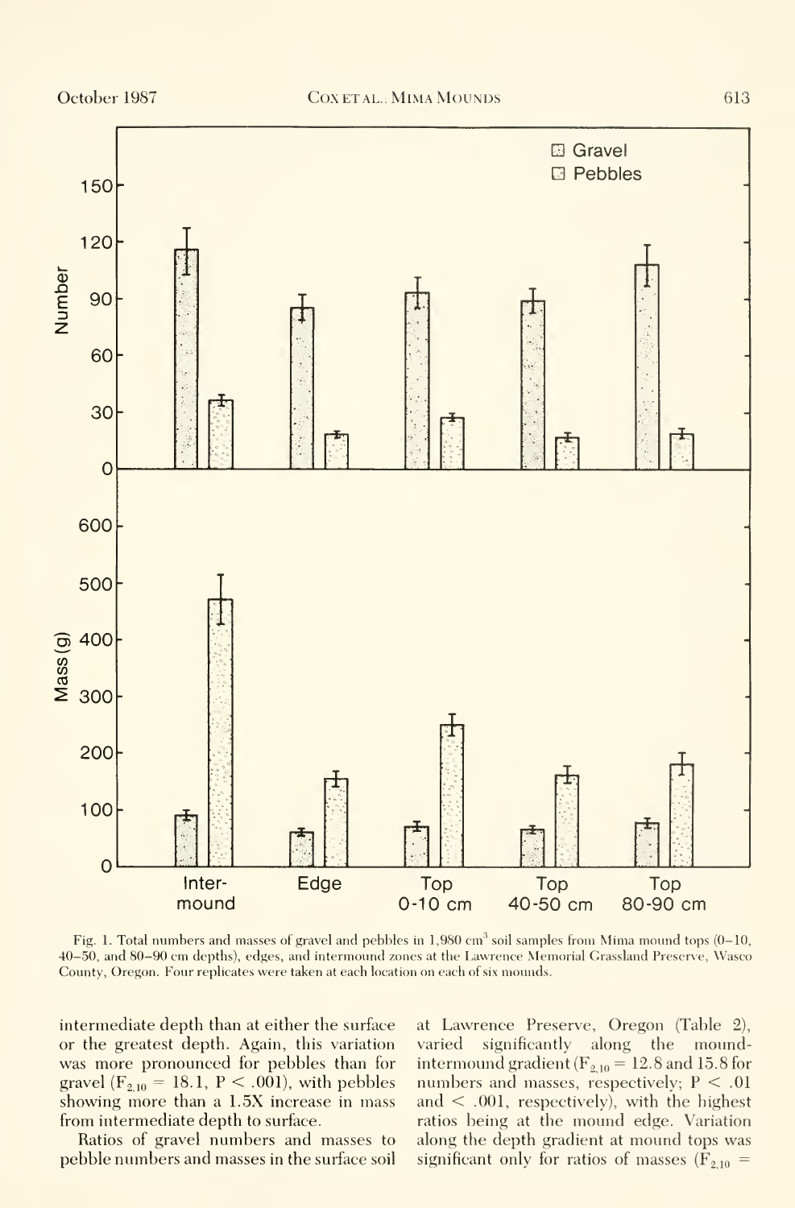Fig. 1. Total numbers and masses of gravel and pebbles in 1,980 $cm^3$ soil samples from Mima mound tops (0–10, 40–50, and 80–90 cm depths), edges, and intermound zones at the Lawrence Memorial Grassland Preserve, Wasco County, Oregon. Four replicates were taken at each location on each of six mounds.

intermediate depth than at either the surface or the greatest depth. Again, this variation was more pronounced for pebbles than for gravel ($F_{2,10} = 18.1$, $P < .001$), with pebbles showing more than a 1.5X increase in mass from intermediate depth to surface.

Ratios of gravel numbers and masses to pebble numbers and masses in the surface soil at Lawrence Preserve, Oregon (Table 2), varied significantly along the mound-intermound gradient ($F_{2,10} = 12.8$ and 15.8 for numbers and masses, respectively; $P < .01$ and $< .001$, respectively), with the highest ratios being at the mound edge. Variation along the depth gradient at mound tops was significant only for ratios of masses ($F_{2,10} =$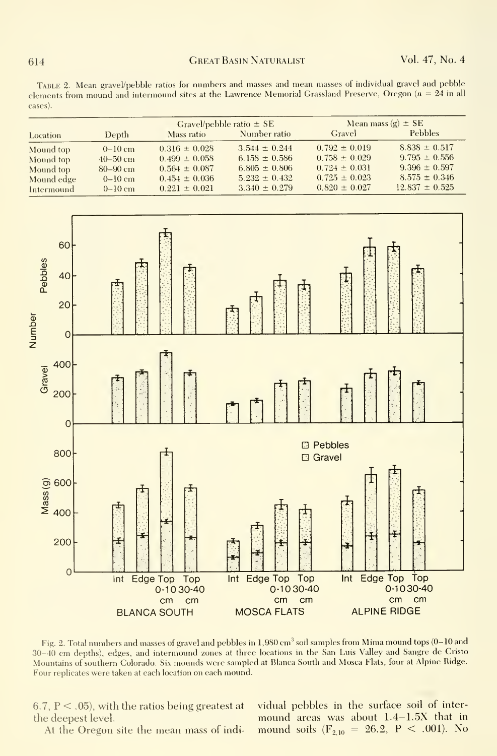Table 2. Mean gravel/pebble ratios for numbers and masses and mean masses of individual gravel and pebble elements from mound and intermound sites at the Lawrence Memorial Grassland Preserve, Oregon ($n = 24$ in all cases).

| Location | Depth | Gravel/pebble ratio ± SE | | Mean mass (g) ± SE | |
|---|---|---|---|---|---|
| | | Mass ratio | Number ratio | Gravel | Pebbles |
| Mound top | 0–10 cm | 0.316 ± 0.028 | 3.544 ± 0.244 | 0.792 ± 0.019 | 8.838 ± 0.517 |
| Mound top | 40–50 cm | 0.499 ± 0.058 | 6.158 ± 0.586 | 0.758 ± 0.029 | 9.795 ± 0.556 |
| Mound top | 80–90 cm | 0.564 ± 0.087 | 6.805 ± 0.806 | 0.724 ± 0.031 | 9.396 ± 0.597 |
| Mound edge | 0–10 cm | 0.454 ± 0.036 | 5.232 ± 0.432 | 0.725 ± 0.023 | 8.575 ± 0.346 |
| Intermound | 0–10 cm | 0.221 ± 0.021 | 3.340 ± 0.279 | 0.820 ± 0.027 | 12.837 ± 0.525 |

Fig. 2. Total numbers and masses of gravel and pebbles in 1,980 cm[3] soil samples from Mima mound tops (0–10 and 30–40 cm depths), edges, and intermound zones at three locations in the San Luis Valley and Sangre de Cristo Mountains of southern Colorado. Six mounds were sampled at Blanca South and Mosca Flats, four at Alpine Ridge. Four replicates were taken at each location on each mound.

6.7, $P < .05$), with the ratios being greatest at the deepest level.

At the Oregon site the mean mass of individual pebbles in the surface soil of intermound areas was about 1.4–1.5X that in mound soils ($F_{2,10} = 26.2$, $P < .001$). No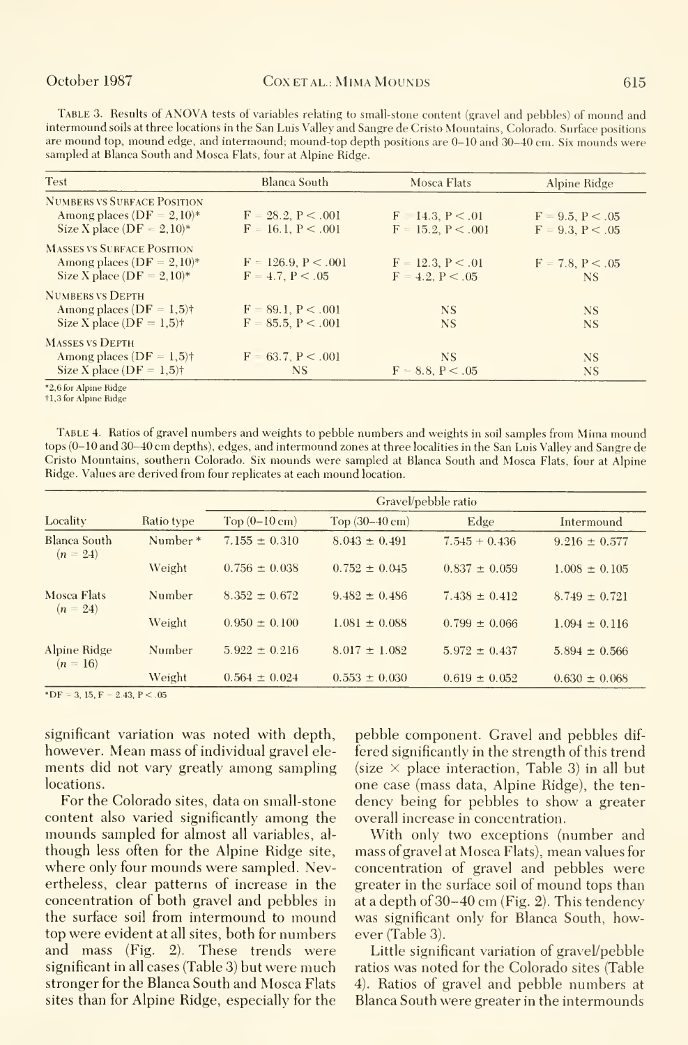TABLE 3. Results of ANOVA tests of variables relating to small-stone content (gravel and pebbles) of mound and intermound soils at three locations in the San Luis Valley and Sangre de Cristo Mountains, Colorado. Surface positions are mound top, mound edge, and intermound; mound-top depth positions are 0–10 and 30–40 cm. Six mounds were sampled at Blanca South and Mosca Flats, four at Alpine Ridge.

| Test | Blanca South | Mosca Flats | Alpine Ridge |
|---|---|---|---|
| NUMBERS VS SURFACE POSITION | | | |
| Among places (DF = 2,10)* | $F = 28.2, P < .001$ | $F = 14.3, P < .01$ | $F = 9.5, P < .05$ |
| Size X place (DF = 2,10)* | $F = 16.1, P < .001$ | $F = 15.2, P < .001$ | $F = 9.3, P < .05$ |
| MASSES VS SURFACE POSITION | | | |
| Among places (DF = 2,10)* | $F = 126.9, P < .001$ | $F = 12.3, P < .01$ | $F = 7.8, P < .05$ |
| Size X place (DF = 2,10)* | $F = 4.7, P < .05$ | $F = 4.2, P < .05$ | NS |
| NUMBERS VS DEPTH | | | |
| Among places (DF = 1,5)† | $F = 89.1, P < .001$ | NS | NS |
| Size X place (DF = 1,5)† | $F = 85.5, P < .001$ | NS | NS |
| MASSES VS DEPTH | | | |
| Among places (DF = 1,5)† | $F = 63.7, P < .001$ | NS | NS |
| Size X place (DF = 1,5)† | NS | $F = 8.8, P < .05$ | NS |

*2,6 for Alpine Ridge
†1,3 for Alpine Ridge

TABLE 4. Ratios of gravel numbers and weights to pebble numbers and weights in soil samples from Mima mound tops (0–10 and 30–40 cm depths), edges, and intermound zones at three localities in the San Luis Valley and Sangre de Cristo Mountains, southern Colorado. Six mounds were sampled at Blanca South and Mosca Flats, four at Alpine Ridge. Values are derived from four replicates at each mound location.

| | | Gravel/pebble ratio | | | |
|---|---|---|---|---|---|
| Locality | Ratio type | Top (0–10 cm) | Top (30–40 cm) | Edge | Intermound |
| Blanca South ($n = 24$) | Number* | 7.155 ± 0.310 | 8.043 ± 0.491 | 7.545 + 0.436 | 9.216 ± 0.577 |
| | Weight | 0.756 ± 0.038 | 0.752 ± 0.045 | 0.837 ± 0.059 | 1.008 ± 0.105 |
| Mosca Flats ($n = 24$) | Number | 8.352 ± 0.672 | 9.482 ± 0.486 | 7.438 ± 0.412 | 8.749 ± 0.721 |
| | Weight | 0.950 ± 0.100 | 1.081 ± 0.088 | 0.799 ± 0.066 | 1.094 ± 0.116 |
| Alpine Ridge ($n = 16$) | Number | 5.922 ± 0.216 | 8.017 ± 1.082 | 5.972 ± 0.437 | 5.894 ± 0.566 |
| | Weight | 0.564 ± 0.024 | 0.553 ± 0.030 | 0.619 ± 0.052 | 0.630 ± 0.068 |

*$DF = 3, 15, F = 2.43, P < .05$

significant variation was noted with depth, however. Mean mass of individual gravel elements did not vary greatly among sampling locations.

For the Colorado sites, data on small-stone content also varied significantly among the mounds sampled for almost all variables, although less often for the Alpine Ridge site, where only four mounds were sampled. Nevertheless, clear patterns of increase in the concentration of both gravel and pebbles in the surface soil from intermound to mound top were evident at all sites, both for numbers and mass (Fig. 2). These trends were significant in all cases (Table 3) but were much stronger for the Blanca South and Mosca Flats sites than for Alpine Ridge, especially for the pebble component. Gravel and pebbles differed significantly in the strength of this trend (size × place interaction, Table 3) in all but one case (mass data, Alpine Ridge), the tendency being for pebbles to show a greater overall increase in concentration.

With only two exceptions (number and mass of gravel at Mosca Flats), mean values for concentration of gravel and pebbles were greater in the surface soil of mound tops than at a depth of 30–40 cm (Fig. 2). This tendency was significant only for Blanca South, however (Table 3).

Little significant variation of gravel/pebble ratios was noted for the Colorado sites (Table 4). Ratios of gravel and pebble numbers at Blanca South were greater in the intermounds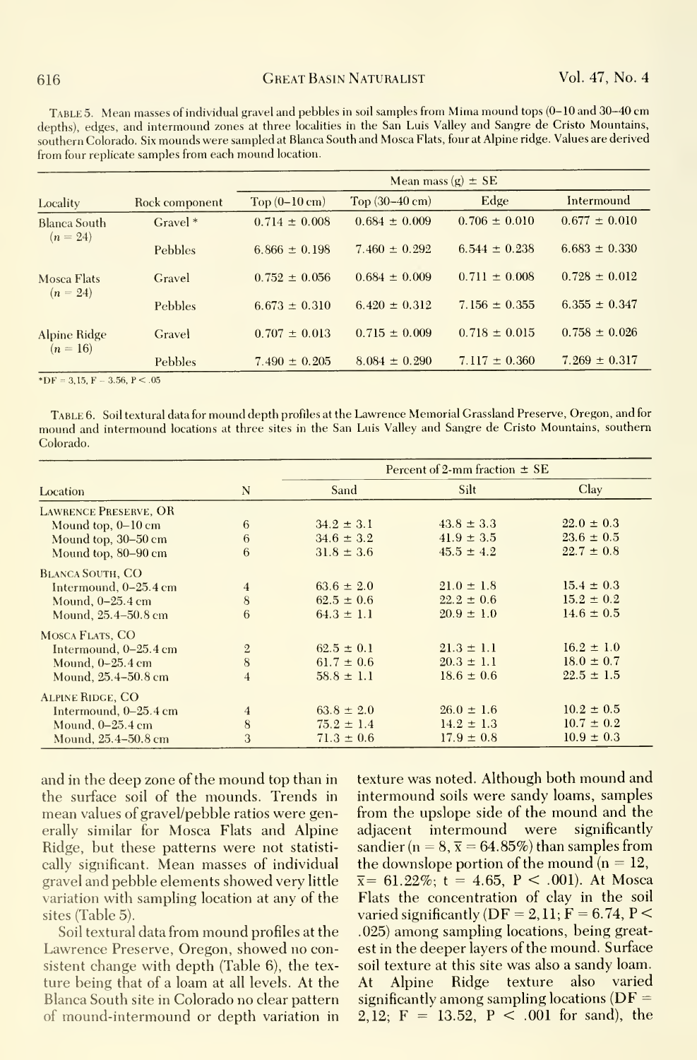TABLE 5. Mean masses of individual gravel and pebbles in soil samples from Mima mound tops (0–10 and 30–40 cm depths), edges, and intermound zones at three localities in the San Luis Valley and Sangre de Cristo Mountains, southern Colorado. Six mounds were sampled at Blanca South and Mosca Flats, four at Alpine ridge. Values are derived from four replicate samples from each mound location.

| Locality | Rock component | Mean mass (g) ± SE | | | |
|---|---|---|---|---|---|
| | | Top (0–10 cm) | Top (30–40 cm) | Edge | Intermound |
| Blanca South ($n = 24$) | Gravel* | 0.714 ± 0.008 | 0.684 ± 0.009 | 0.706 ± 0.010 | 0.677 ± 0.010 |
| | Pebbles | 6.866 ± 0.198 | 7.460 ± 0.292 | 6.544 ± 0.238 | 6.683 ± 0.330 |
| Mosca Flats ($n = 24$) | Gravel | 0.752 ± 0.056 | 0.684 ± 0.009 | 0.711 ± 0.008 | 0.728 ± 0.012 |
| | Pebbles | 6.673 ± 0.310 | 6.420 ± 0.312 | 7.156 ± 0.355 | 6.355 ± 0.347 |
| Alpine Ridge ($n = 16$) | Gravel | 0.707 ± 0.013 | 0.715 ± 0.009 | 0.718 ± 0.015 | 0.758 ± 0.026 |
| | Pebbles | 7.490 ± 0.205 | 8.084 ± 0.290 | 7.117 ± 0.360 | 7.269 ± 0.317 |

*DF = 3,15, F = 3.56, $P < .05$

TABLE 6. Soil textural data for mound depth profiles at the Lawrence Memorial Grassland Preserve, Oregon, and for mound and intermound locations at three sites in the San Luis Valley and Sangre de Cristo Mountains, southern Colorado.

| Location | N | Percent of 2-mm fraction ± SE | | |
|---|---|---|---|---|
| | | Sand | Silt | Clay |
| LAWRENCE PRESERVE, OR | | | | |
| Mound top, 0–10 cm | 6 | 34.2 ± 3.1 | 43.8 ± 3.3 | 22.0 ± 0.3 |
| Mound top, 30–50 cm | 6 | 34.6 ± 3.2 | 41.9 ± 3.5 | 23.6 ± 0.5 |
| Mound top, 80–90 cm | 6 | 31.8 ± 3.6 | 45.5 ± 4.2 | 22.7 ± 0.8 |
| BLANCA SOUTH, CO | | | | |
| Intermound, 0–25.4 cm | 4 | 63.6 ± 2.0 | 21.0 ± 1.8 | 15.4 ± 0.3 |
| Mound, 0–25.4 cm | 8 | 62.5 ± 0.6 | 22.2 ± 0.6 | 15.2 ± 0.2 |
| Mound, 25.4–50.8 cm | 6 | 64.3 ± 1.1 | 20.9 ± 1.0 | 14.6 ± 0.5 |
| MOSCA FLATS, CO | | | | |
| Intermound, 0–25.4 cm | 2 | 62.5 ± 0.1 | 21.3 ± 1.1 | 16.2 ± 1.0 |
| Mound, 0–25.4 cm | 8 | 61.7 ± 0.6 | 20.3 ± 1.1 | 18.0 ± 0.7 |
| Mound, 25.4–50.8 cm | 4 | 58.8 ± 1.1 | 18.6 ± 0.6 | 22.5 ± 1.5 |
| ALPINE RIDGE, CO | | | | |
| Intermound, 0–25.4 cm | 4 | 63.8 ± 2.0 | 26.0 ± 1.6 | 10.2 ± 0.5 |
| Mound, 0–25.4 cm | 8 | 75.2 ± 1.4 | 14.2 ± 1.3 | 10.7 ± 0.2 |
| Mound, 25.4–50.8 cm | 3 | 71.3 ± 0.6 | 17.9 ± 0.8 | 10.9 ± 0.3 |

and in the deep zone of the mound top than in the surface soil of the mounds. Trends in mean values of gravel/pebble ratios were generally similar for Mosca Flats and Alpine Ridge, but these patterns were not statistically significant. Mean masses of individual gravel and pebble elements showed very little variation with sampling location at any of the sites (Table 5).

Soil textural data from mound profiles at the Lawrence Preserve, Oregon, showed no consistent change with depth (Table 6), the texture being that of a loam at all levels. At the Blanca South site in Colorado no clear pattern of mound-intermound or depth variation in texture was noted. Although both mound and intermound soils were sandy loams, samples from the upslope side of the mound and the adjacent intermound were significantly sandier ($n = 8$, $\bar{x} = 64.85\%$) than samples from the downslope portion of the mound ($n = 12$, $\bar{x} = 61.22\%$; $t = 4.65$, $P < .001$). At Mosca Flats the concentration of clay in the soil varied significantly (DF = 2,11; $F = 6.74$, $P < .025$) among sampling locations, being greatest in the deeper layers of the mound. Surface soil texture at this site was also a sandy loam. At Alpine Ridge texture also varied significantly among sampling locations (DF = 2,12; $F = 13.52$, $P < .001$ for sand), the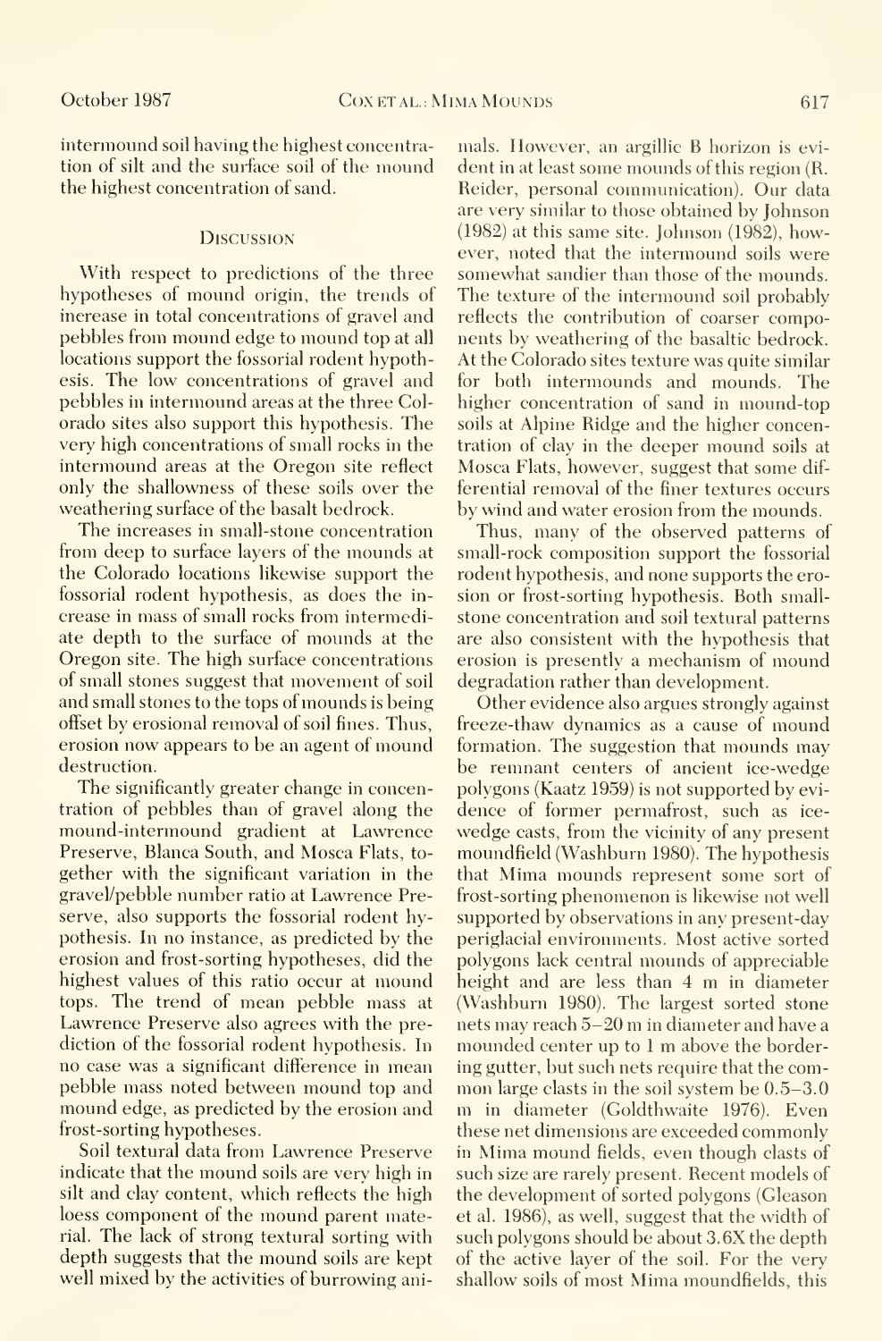intermound soil having the highest concentration of silt and the surface soil of the mound the highest concentration of sand.

## Discussion

With respect to predictions of the three hypotheses of mound origin, the trends of increase in total concentrations of gravel and pebbles from mound edge to mound top at all locations support the fossorial rodent hypothesis. The low concentrations of gravel and pebbles in intermound areas at the three Colorado sites also support this hypothesis. The very high concentrations of small rocks in the intermound areas at the Oregon site reflect only the shallowness of these soils over the weathering surface of the basalt bedrock.

The increases in small-stone concentration from deep to surface layers of the mounds at the Colorado locations likewise support the fossorial rodent hypothesis, as does the increase in mass of small rocks from intermediate depth to the surface of mounds at the Oregon site. The high surface concentrations of small stones suggest that movement of soil and small stones to the tops of mounds is being offset by erosional removal of soil fines. Thus, erosion now appears to be an agent of mound destruction.

The significantly greater change in concentration of pebbles than of gravel along the mound-intermound gradient at Lawrence Preserve, Blanca South, and Mosca Flats, together with the significant variation in the gravel/pebble number ratio at Lawrence Preserve, also supports the fossorial rodent hypothesis. In no instance, as predicted by the erosion and frost-sorting hypotheses, did the highest values of this ratio occur at mound tops. The trend of mean pebble mass at Lawrence Preserve also agrees with the prediction of the fossorial rodent hypothesis. In no case was a significant difference in mean pebble mass noted between mound top and mound edge, as predicted by the erosion and frost-sorting hypotheses.

Soil textural data from Lawrence Preserve indicate that the mound soils are very high in silt and clay content, which reflects the high loess component of the mound parent material. The lack of strong textural sorting with depth suggests that the mound soils are kept well mixed by the activities of burrowing animals. However, an argillic B horizon is evident in at least some mounds of this region (R. Reider, personal communication). Our data are very similar to those obtained by Johnson (1982) at this same site. Johnson (1982), however, noted that the intermound soils were somewhat sandier than those of the mounds. The texture of the intermound soil probably reflects the contribution of coarser components by weathering of the basaltic bedrock. At the Colorado sites texture was quite similar for both intermounds and mounds. The higher concentration of sand in mound-top soils at Alpine Ridge and the higher concentration of clay in the deeper mound soils at Mosca Flats, however, suggest that some differential removal of the finer textures occurs by wind and water erosion from the mounds.

Thus, many of the observed patterns of small-rock composition support the fossorial rodent hypothesis, and none supports the erosion or frost-sorting hypothesis. Both small-stone concentration and soil textural patterns are also consistent with the hypothesis that erosion is presently a mechanism of mound degradation rather than development.

Other evidence also argues strongly against freeze-thaw dynamics as a cause of mound formation. The suggestion that mounds may be remnant centers of ancient ice-wedge polygons (Kaatz 1959) is not supported by evidence of former permafrost, such as ice-wedge casts, from the vicinity of any present moundfield (Washburn 1980). The hypothesis that Mima mounds represent some sort of frost-sorting phenomenon is likewise not well supported by observations in any present-day periglacial environments. Most active sorted polygons lack central mounds of appreciable height and are less than 4 m in diameter (Washburn 1980). The largest sorted stone nets may reach 5–20 m in diameter and have a mounded center up to 1 m above the bordering gutter, but such nets require that the common large clasts in the soil system be 0.5–3.0 m in diameter (Goldthwaite 1976). Even these net dimensions are exceeded commonly in Mima mound fields, even though clasts of such size are rarely present. Recent models of the development of sorted polygons (Gleason et al. 1986), as well, suggest that the width of such polygons should be about 3.6X the depth of the active layer of the soil. For the very shallow soils of most Mima moundfields, this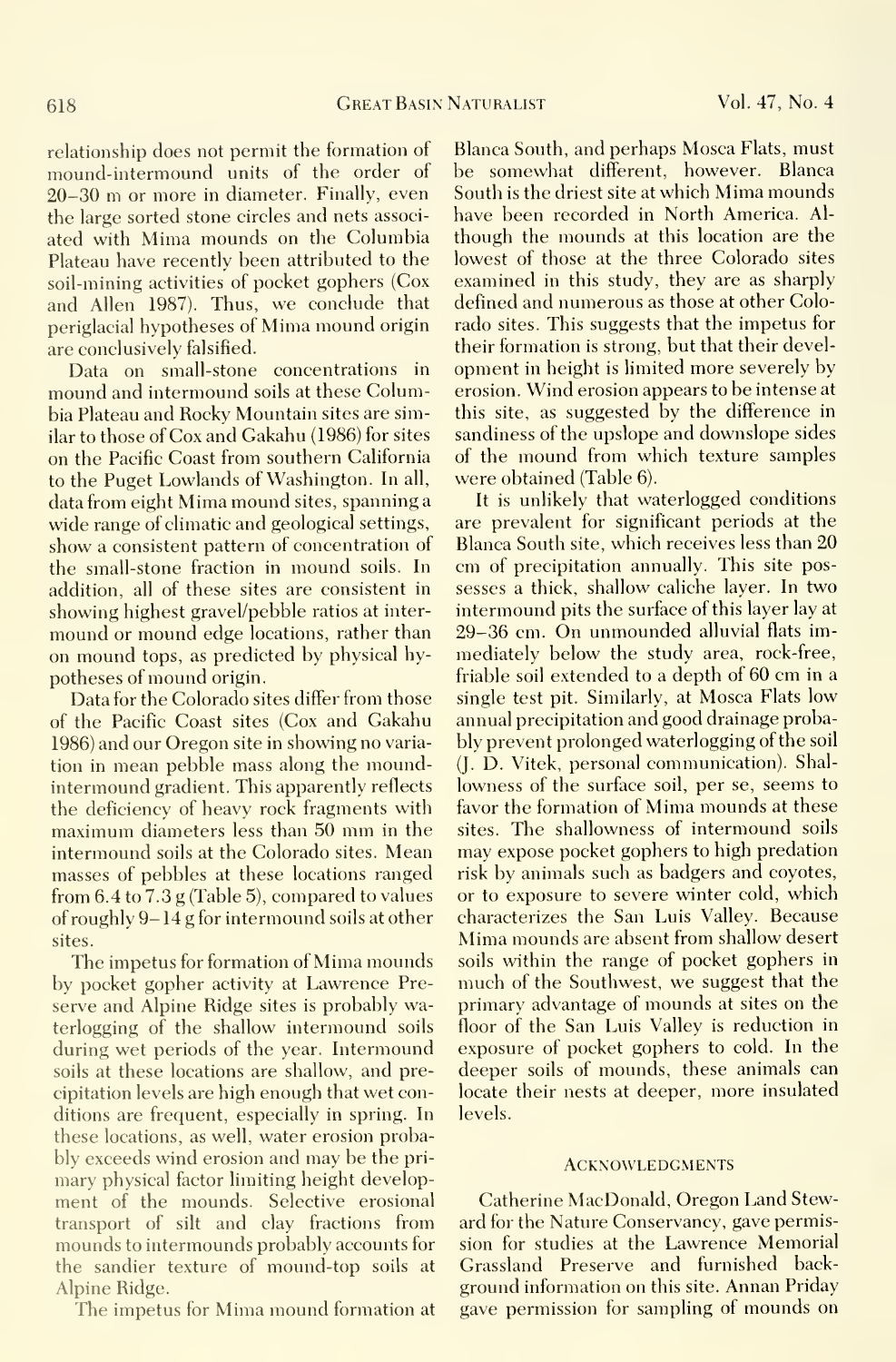relationship does not permit the formation of mound-intermound units of the order of 20–30 m or more in diameter. Finally, even the large sorted stone circles and nets associated with Mima mounds on the Columbia Plateau have recently been attributed to the soil-mining activities of pocket gophers (Cox and Allen 1987). Thus, we conclude that periglacial hypotheses of Mima mound origin are conclusively falsified.

Data on small-stone concentrations in mound and intermound soils at these Columbia Plateau and Rocky Mountain sites are similar to those of Cox and Gakahu (1986) for sites on the Pacific Coast from southern California to the Puget Lowlands of Washington. In all, data from eight Mima mound sites, spanning a wide range of climatic and geological settings, show a consistent pattern of concentration of the small-stone fraction in mound soils. In addition, all of these sites are consistent in showing highest gravel/pebble ratios at intermound or mound edge locations, rather than on mound tops, as predicted by physical hypotheses of mound origin.

Data for the Colorado sites differ from those of the Pacific Coast sites (Cox and Gakahu 1986) and our Oregon site in showing no variation in mean pebble mass along the mound-intermound gradient. This apparently reflects the deficiency of heavy rock fragments with maximum diameters less than 50 mm in the intermound soils at the Colorado sites. Mean masses of pebbles at these locations ranged from 6.4 to 7.3 g (Table 5), compared to values of roughly 9–14 g for intermound soils at other sites.

The impetus for formation of Mima mounds by pocket gopher activity at Lawrence Preserve and Alpine Ridge sites is probably waterlogging of the shallow intermound soils during wet periods of the year. Intermound soils at these locations are shallow, and precipitation levels are high enough that wet conditions are frequent, especially in spring. In these locations, as well, water erosion probably exceeds wind erosion and may be the primary physical factor limiting height development of the mounds. Selective erosional transport of silt and clay fractions from mounds to intermounds probably accounts for the sandier texture of mound-top soils at Alpine Ridge.

The impetus for Mima mound formation at Blanca South, and perhaps Mosca Flats, must be somewhat different, however. Blanca South is the driest site at which Mima mounds have been recorded in North America. Although the mounds at this location are the lowest of those at the three Colorado sites examined in this study, they are as sharply defined and numerous as those at other Colorado sites. This suggests that the impetus for their formation is strong, but that their development in height is limited more severely by erosion. Wind erosion appears to be intense at this site, as suggested by the difference in sandiness of the upslope and downslope sides of the mound from which texture samples were obtained (Table 6).

It is unlikely that waterlogged conditions are prevalent for significant periods at the Blanca South site, which receives less than 20 cm of precipitation annually. This site possesses a thick, shallow caliche layer. In two intermound pits the surface of this layer lay at 29–36 cm. On unmounded alluvial flats immediately below the study area, rock-free, friable soil extended to a depth of 60 cm in a single test pit. Similarly, at Mosca Flats low annual precipitation and good drainage probably prevent prolonged waterlogging of the soil (J. D. Vitek, personal communication). Shallowness of the surface soil, per se, seems to favor the formation of Mima mounds at these sites. The shallowness of intermound soils may expose pocket gophers to high predation risk by animals such as badgers and coyotes, or to exposure to severe winter cold, which characterizes the San Luis Valley. Because Mima mounds are absent from shallow desert soils within the range of pocket gophers in much of the Southwest, we suggest that the primary advantage of mounds at sites on the floor of the San Luis Valley is reduction in exposure of pocket gophers to cold. In the deeper soils of mounds, these animals can locate their nests at deeper, more insulated levels.

## Acknowledgments

Catherine MacDonald, Oregon Land Steward for the Nature Conservancy, gave permission for studies at the Lawrence Memorial Grassland Preserve and furnished background information on this site. Annan Priday gave permission for sampling of mounds on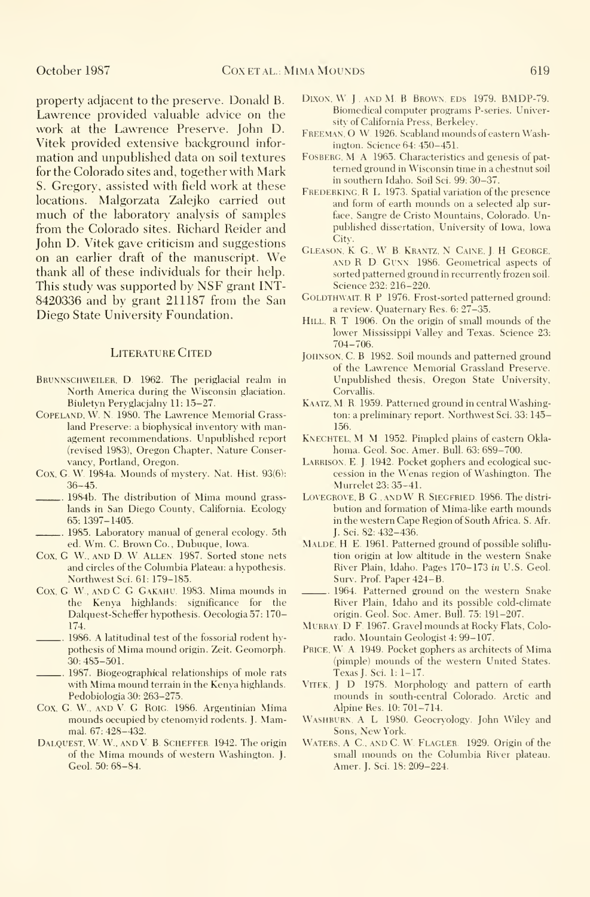property adjacent to the preserve. Donald B. Lawrence provided valuable advice on the work at the Lawrence Preserve. John D. Vitek provided extensive background information and unpublished data on soil textures for the Colorado sites and, together with Mark S. Gregory, assisted with field work at these locations. Malgorzata Zalejko carried out much of the laboratory analysis of samples from the Colorado sites. Richard Reider and John D. Vitek gave criticism and suggestions on an earlier draft of the manuscript. We thank all of these individuals for their help. This study was supported by NSF grant INT-8420336 and by grant 211187 from the San Diego State University Foundation.

## Literature Cited

Brunnschweiler, D. 1962. The periglacial realm in North America during the Wisconsin glaciation. Biuletyn Peryglacjalny 11: 15–27.

Copeland, W. N. 1980. The Lawrence Memorial Grassland Preserve: a biophysical inventory with management recommendations. Unpublished report (revised 1983), Oregon Chapter, Nature Conservancy, Portland, Oregon.

Cox, G. W. 1984a. Mounds of mystery. Nat. Hist. 93(6): 36–45.

______. 1984b. The distribution of Mima mound grasslands in San Diego County, California. Ecology 65: 1397–1405.

______. 1985. Laboratory manual of general ecology. 5th ed. Wm. C. Brown Co., Dubuque, Iowa.

Cox, G. W., and D. W. Allen. 1987. Sorted stone nets and circles of the Columbia Plateau: a hypothesis. Northwest Sci. 61: 179–185.

Cox, G. W., and C. G. Gakahu. 1983. Mima mounds in the Kenya highlands: significance for the Dalquest-Scheffer hypothesis. Oecologia 57: 170–174.

______. 1986. A latitudinal test of the fossorial rodent hypothesis of Mima mound origin. Zeit. Geomorph. 30: 485–501.

______. 1987. Biogeographical relationships of mole rats with Mima mound terrain in the Kenya highlands. Pedobiologia 30: 263–275.

Cox, G. W., and V. G. Roig. 1986. Argentinian Mima mounds occupied by ctenomyid rodents. J. Mammal. 67: 428–432.

Dalquest, W. W., and V. B. Scheffer. 1942. The origin of the Mima mounds of western Washington. J. Geol. 50: 68–84.

Dixon, W. J., and M. B. Brown, eds. 1979. BMDP-79. Biomedical computer programs P-series. University of California Press, Berkeley.

Freeman, O. W. 1926. Scabland mounds of eastern Washington. Science 64: 450–451.

Fosberg, M. A. 1965. Characteristics and genesis of patterned ground in Wisconsin time in a chestnut soil in southern Idaho. Soil Sci. 99: 30–37.

Frederking, R. L. 1973. Spatial variation of the presence and form of earth mounds on a selected alp surface, Sangre de Cristo Mountains, Colorado. Unpublished dissertation, University of Iowa, Iowa City.

Gleason, K. G., W. B. Krantz, N. Caine, J. H. George, and R. D. Gunn. 1986. Geometrical aspects of sorted patterned ground in recurrently frozen soil. Science 232: 216–220.

Goldthwait, R. P. 1976. Frost-sorted patterned ground: a review. Quaternary Res. 6: 27–35.

Hill, R. T. 1906. On the origin of small mounds of the lower Mississippi Valley and Texas. Science 23: 704–706.

Johnson, C. B. 1982. Soil mounds and patterned ground of the Lawrence Memorial Grassland Preserve. Unpublished thesis, Oregon State University, Corvallis.

Kaatz, M. R. 1959. Patterned ground in central Washington: a preliminary report. Northwest Sci. 33: 145–156.

Knechtel, M. M. 1952. Pimpled plains of eastern Oklahoma. Geol. Soc. Amer. Bull. 63: 689–700.

Larrison, E. J. 1942. Pocket gophers and ecological succession in the Wenas region of Washington. The Murrelet 23: 35–41.

Lovegrove, B. G., and W. R. Siegfried. 1986. The distribution and formation of Mima-like earth mounds in the western Cape Region of South Africa. S. Afr. J. Sci. 82: 432–436.

Malde, H. E. 1961. Patterned ground of possible solifluction origin at low altitude in the western Snake River Plain, Idaho. Pages 170–173 *in* U.S. Geol. Surv. Prof. Paper 424-B.

______. 1964. Patterned ground on the western Snake River Plain, Idaho and its possible cold-climate origin. Geol. Soc. Amer. Bull. 75: 191–207.

Murray, D. F. 1967. Gravel mounds at Rocky Flats, Colorado. Mountain Geologist 4: 99–107.

Price, W. A. 1949. Pocket gophers as architects of Mima (pimple) mounds of the western United States. Texas J. Sci. 1: 1–17.

Vitek, J. D. 1978. Morphology and pattern of earth mounds in south-central Colorado. Arctic and Alpine Res. 10: 701–714.

Washburn, A. L. 1980. Geocryology. John Wiley and Sons, New York.

Waters, A. C., and C. W. Flagler. 1929. Origin of the small mounds on the Columbia River plateau. Amer. J. Sci. 18: 209–224.